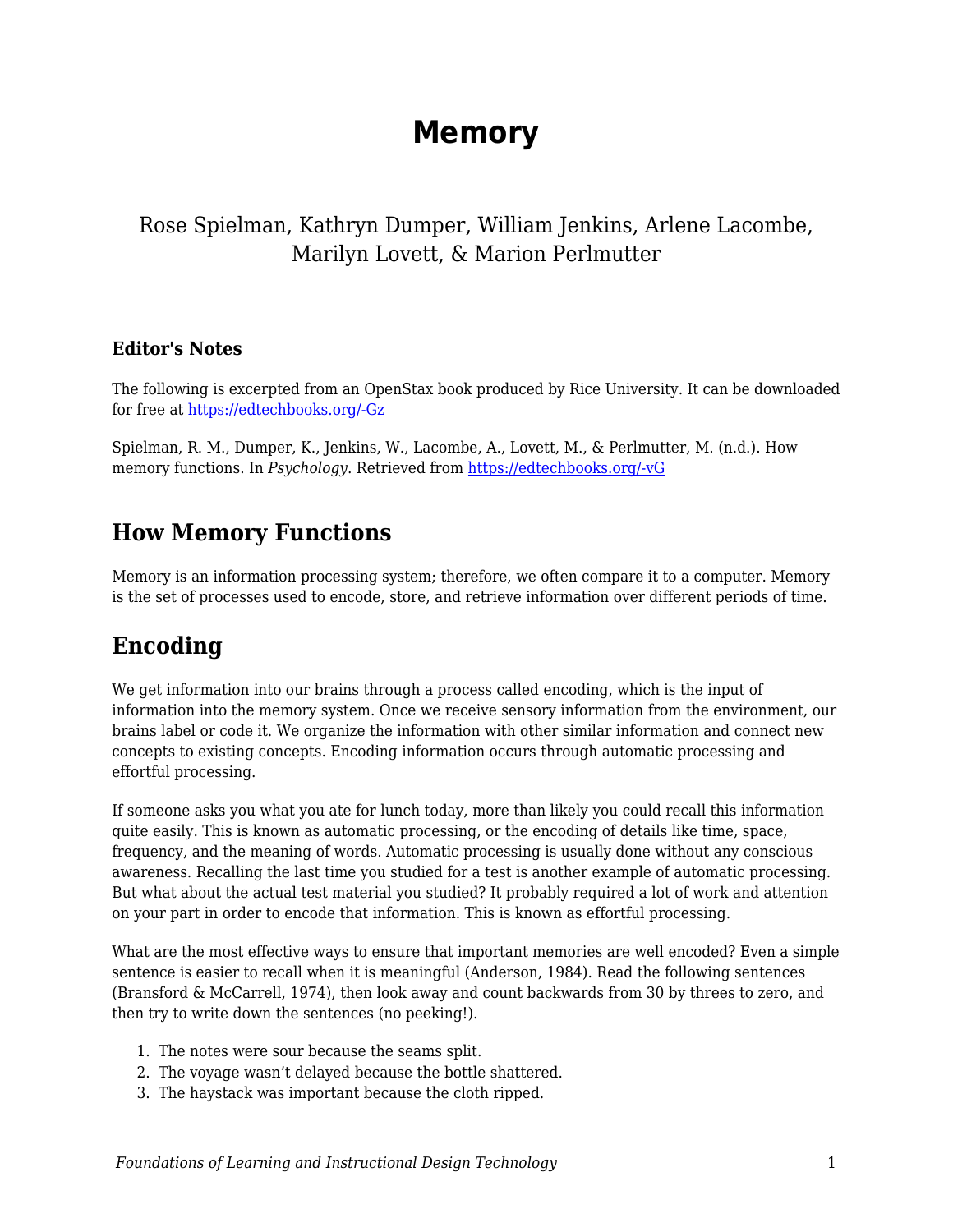# Memory

Rose Spielman, Kathryn Dumper, William Jenkins, Arlene Lacombe, Marilyn Lovett, & Marion Perlmutter

### Editor's Notes

The following is excerpted from an OpenStax book produced by Rice University. It can be downloaded for free at https://edtechbooks.org/-Gz

Spielman, R. M., Dumper, K., Jenkins, W., Lacombe, A., Lovett, M., & Perlmutter, M. (n.d.). How memory functions. In *Psychology*. Retrieved from https://edtechbooks.org/-vG

## How Memory Functions

Memory is an information processing system; therefore, we often compare it to a computer. Memory is the set of processes used to encode, store, and retrieve information over different periods of time.

## Encoding

We get information into our brains through a process called encoding, which is the input of information into the memory system. Once we receive sensory information from the environment, our brains label or code it. We organize the information with other similar information and connect new concepts to existing concepts. Encoding information occurs through automatic processing and effortful processing.

If someone asks you what you ate for lunch today, more than likely you could recall this information quite easily. This is known as automatic processing, or the encoding of details like time, space, frequency, and the meaning of words. Automatic processing is usually done without any conscious awareness. Recalling the last time you studied for a test is another example of automatic processing. But what about the actual test material you studied? It probably required a lot of work and attention on your part in order to encode that information. This is known as effortful processing.

What are the most effective ways to ensure that important memories are well encoded? Even a simple sentence is easier to recall when it is meaningful (Anderson, 1984). Read the following sentences (Bransford & McCarrell, 1974), then look away and count backwards from 30 by threes to zero, and then try to write down the sentences (no peeking!).

1. The notes were sour because the seams split.
2. The voyage wasn't delayed because the bottle shattered.
3. The haystack was important because the cloth ripped.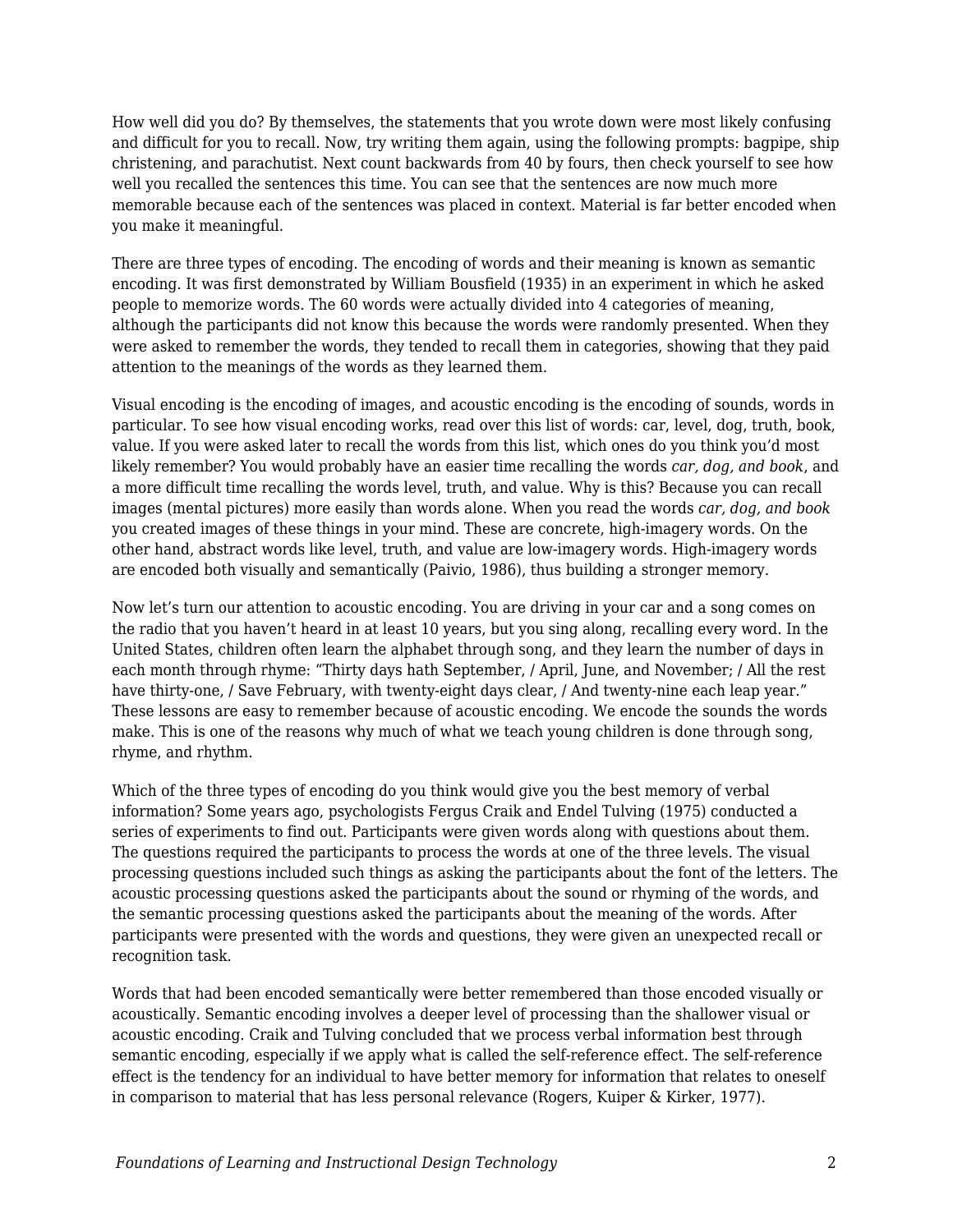How well did you do? By themselves, the statements that you wrote down were most likely confusing and difficult for you to recall. Now, try writing them again, using the following prompts: bagpipe, ship christening, and parachutist. Next count backwards from 40 by fours, then check yourself to see how well you recalled the sentences this time. You can see that the sentences are now much more memorable because each of the sentences was placed in context. Material is far better encoded when you make it meaningful.

There are three types of encoding. The encoding of words and their meaning is known as semantic encoding. It was first demonstrated by William Bousfield (1935) in an experiment in which he asked people to memorize words. The 60 words were actually divided into 4 categories of meaning, although the participants did not know this because the words were randomly presented. When they were asked to remember the words, they tended to recall them in categories, showing that they paid attention to the meanings of the words as they learned them.

Visual encoding is the encoding of images, and acoustic encoding is the encoding of sounds, words in particular. To see how visual encoding works, read over this list of words: car, level, dog, truth, book, value. If you were asked later to recall the words from this list, which ones do you think you'd most likely remember? You would probably have an easier time recalling the words *car, dog, and book*, and a more difficult time recalling the words level, truth, and value. Why is this? Because you can recall images (mental pictures) more easily than words alone. When you read the words *car, dog, and book* you created images of these things in your mind. These are concrete, high-imagery words. On the other hand, abstract words like level, truth, and value are low-imagery words. High-imagery words are encoded both visually and semantically (Paivio, 1986), thus building a stronger memory.

Now let's turn our attention to acoustic encoding. You are driving in your car and a song comes on the radio that you haven't heard in at least 10 years, but you sing along, recalling every word. In the United States, children often learn the alphabet through song, and they learn the number of days in each month through rhyme: "Thirty days hath September, / April, June, and November; / All the rest have thirty-one, / Save February, with twenty-eight days clear, / And twenty-nine each leap year." These lessons are easy to remember because of acoustic encoding. We encode the sounds the words make. This is one of the reasons why much of what we teach young children is done through song, rhyme, and rhythm.

Which of the three types of encoding do you think would give you the best memory of verbal information? Some years ago, psychologists Fergus Craik and Endel Tulving (1975) conducted a series of experiments to find out. Participants were given words along with questions about them. The questions required the participants to process the words at one of the three levels. The visual processing questions included such things as asking the participants about the font of the letters. The acoustic processing questions asked the participants about the sound or rhyming of the words, and the semantic processing questions asked the participants about the meaning of the words. After participants were presented with the words and questions, they were given an unexpected recall or recognition task.

Words that had been encoded semantically were better remembered than those encoded visually or acoustically. Semantic encoding involves a deeper level of processing than the shallower visual or acoustic encoding. Craik and Tulving concluded that we process verbal information best through semantic encoding, especially if we apply what is called the self-reference effect. The self-reference effect is the tendency for an individual to have better memory for information that relates to oneself in comparison to material that has less personal relevance (Rogers, Kuiper & Kirker, 1977).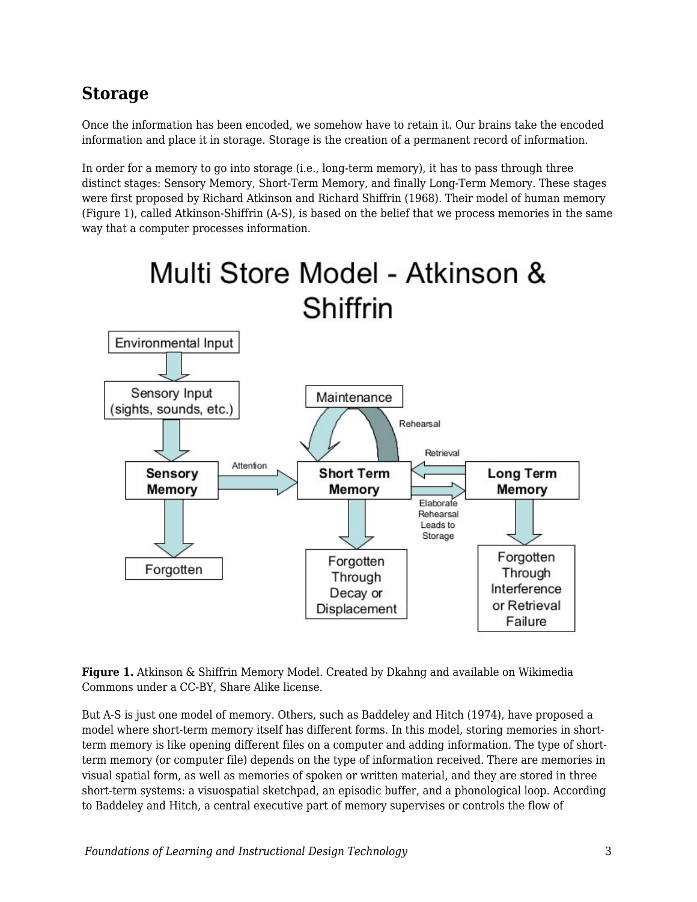## Storage

Once the information has been encoded, we somehow have to retain it. Our brains take the encoded information and place it in storage. Storage is the creation of a permanent record of information.

In order for a memory to go into storage (i.e., long-term memory), it has to pass through three distinct stages: Sensory Memory, Short-Term Memory, and finally Long-Term Memory. These stages were first proposed by Richard Atkinson and Richard Shiffrin (1968). Their model of human memory (Figure 1), called Atkinson-Shiffrin (A-S), is based on the belief that we process memories in the same way that a computer processes information.

**Figure 1.** Atkinson & Shiffrin Memory Model. Created by Dkahng and available on Wikimedia Commons under a CC-BY, Share Alike license.

But A-S is just one model of memory. Others, such as Baddeley and Hitch (1974), have proposed a model where short-term memory itself has different forms. In this model, storing memories in short-term memory is like opening different files on a computer and adding information. The type of short-term memory (or computer file) depends on the type of information received. There are memories in visual spatial form, as well as memories of spoken or written material, and they are stored in three short-term systems: a visuospatial sketchpad, an episodic buffer, and a phonological loop. According to Baddeley and Hitch, a central executive part of memory supervises or controls the flow of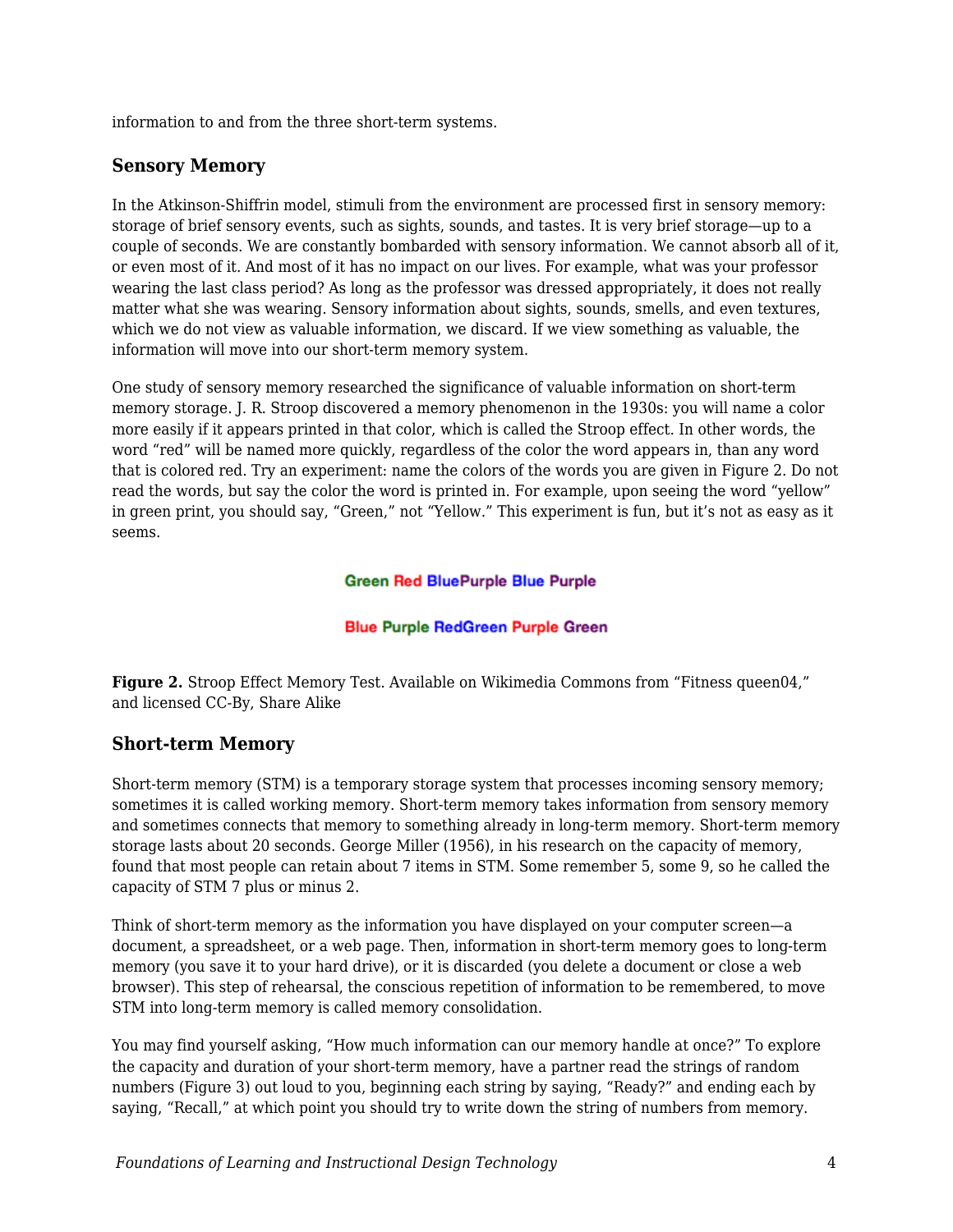information to and from the three short-term systems.

### Sensory Memory

In the Atkinson-Shiffrin model, stimuli from the environment are processed first in sensory memory: storage of brief sensory events, such as sights, sounds, and tastes. It is very brief storage—up to a couple of seconds. We are constantly bombarded with sensory information. We cannot absorb all of it, or even most of it. And most of it has no impact on our lives. For example, what was your professor wearing the last class period? As long as the professor was dressed appropriately, it does not really matter what she was wearing. Sensory information about sights, sounds, smells, and even textures, which we do not view as valuable information, we discard. If we view something as valuable, the information will move into our short-term memory system.

One study of sensory memory researched the significance of valuable information on short-term memory storage. J. R. Stroop discovered a memory phenomenon in the 1930s: you will name a color more easily if it appears printed in that color, which is called the Stroop effect. In other words, the word "red" will be named more quickly, regardless of the color the word appears in, than any word that is colored red. Try an experiment: name the colors of the words you are given in Figure 2. Do not read the words, but say the color the word is printed in. For example, upon seeing the word "yellow" in green print, you should say, "Green," not "Yellow." This experiment is fun, but it's not as easy as it seems.

Green Red BluePurple Blue Purple

Blue Purple RedGreen Purple Green

**Figure 2.** Stroop Effect Memory Test. Available on Wikimedia Commons from "Fitness queen04," and licensed CC-By, Share Alike

### Short-term Memory

Short-term memory (STM) is a temporary storage system that processes incoming sensory memory; sometimes it is called working memory. Short-term memory takes information from sensory memory and sometimes connects that memory to something already in long-term memory. Short-term memory storage lasts about 20 seconds. George Miller (1956), in his research on the capacity of memory, found that most people can retain about 7 items in STM. Some remember 5, some 9, so he called the capacity of STM 7 plus or minus 2.

Think of short-term memory as the information you have displayed on your computer screen—a document, a spreadsheet, or a web page. Then, information in short-term memory goes to long-term memory (you save it to your hard drive), or it is discarded (you delete a document or close a web browser). This step of rehearsal, the conscious repetition of information to be remembered, to move STM into long-term memory is called memory consolidation.

You may find yourself asking, "How much information can our memory handle at once?" To explore the capacity and duration of your short-term memory, have a partner read the strings of random numbers (Figure 3) out loud to you, beginning each string by saying, "Ready?" and ending each by saying, "Recall," at which point you should try to write down the string of numbers from memory.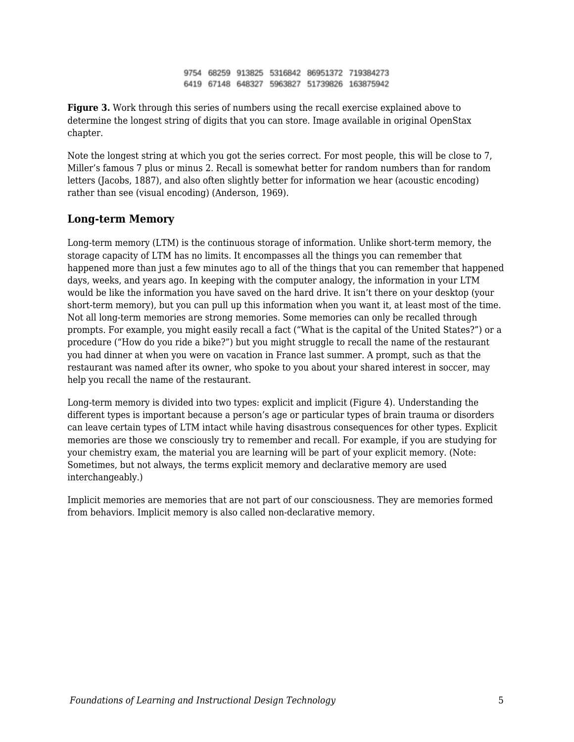9754 68259 913825 5316842 86951372 719384273
6419 67148 648327 5963827 51739826 163875942

**Figure 3.** Work through this series of numbers using the recall exercise explained above to determine the longest string of digits that you can store. Image available in original OpenStax chapter.

Note the longest string at which you got the series correct. For most people, this will be close to 7, Miller's famous 7 plus or minus 2. Recall is somewhat better for random numbers than for random letters (Jacobs, 1887), and also often slightly better for information we hear (acoustic encoding) rather than see (visual encoding) (Anderson, 1969).

### Long-term Memory

Long-term memory (LTM) is the continuous storage of information. Unlike short-term memory, the storage capacity of LTM has no limits. It encompasses all the things you can remember that happened more than just a few minutes ago to all of the things that you can remember that happened days, weeks, and years ago. In keeping with the computer analogy, the information in your LTM would be like the information you have saved on the hard drive. It isn't there on your desktop (your short-term memory), but you can pull up this information when you want it, at least most of the time. Not all long-term memories are strong memories. Some memories can only be recalled through prompts. For example, you might easily recall a fact ("What is the capital of the United States?") or a procedure ("How do you ride a bike?") but you might struggle to recall the name of the restaurant you had dinner at when you were on vacation in France last summer. A prompt, such as that the restaurant was named after its owner, who spoke to you about your shared interest in soccer, may help you recall the name of the restaurant.

Long-term memory is divided into two types: explicit and implicit (Figure 4). Understanding the different types is important because a person's age or particular types of brain trauma or disorders can leave certain types of LTM intact while having disastrous consequences for other types. Explicit memories are those we consciously try to remember and recall. For example, if you are studying for your chemistry exam, the material you are learning will be part of your explicit memory. (Note: Sometimes, but not always, the terms explicit memory and declarative memory are used interchangeably.)

Implicit memories are memories that are not part of our consciousness. They are memories formed from behaviors. Implicit memory is also called non-declarative memory.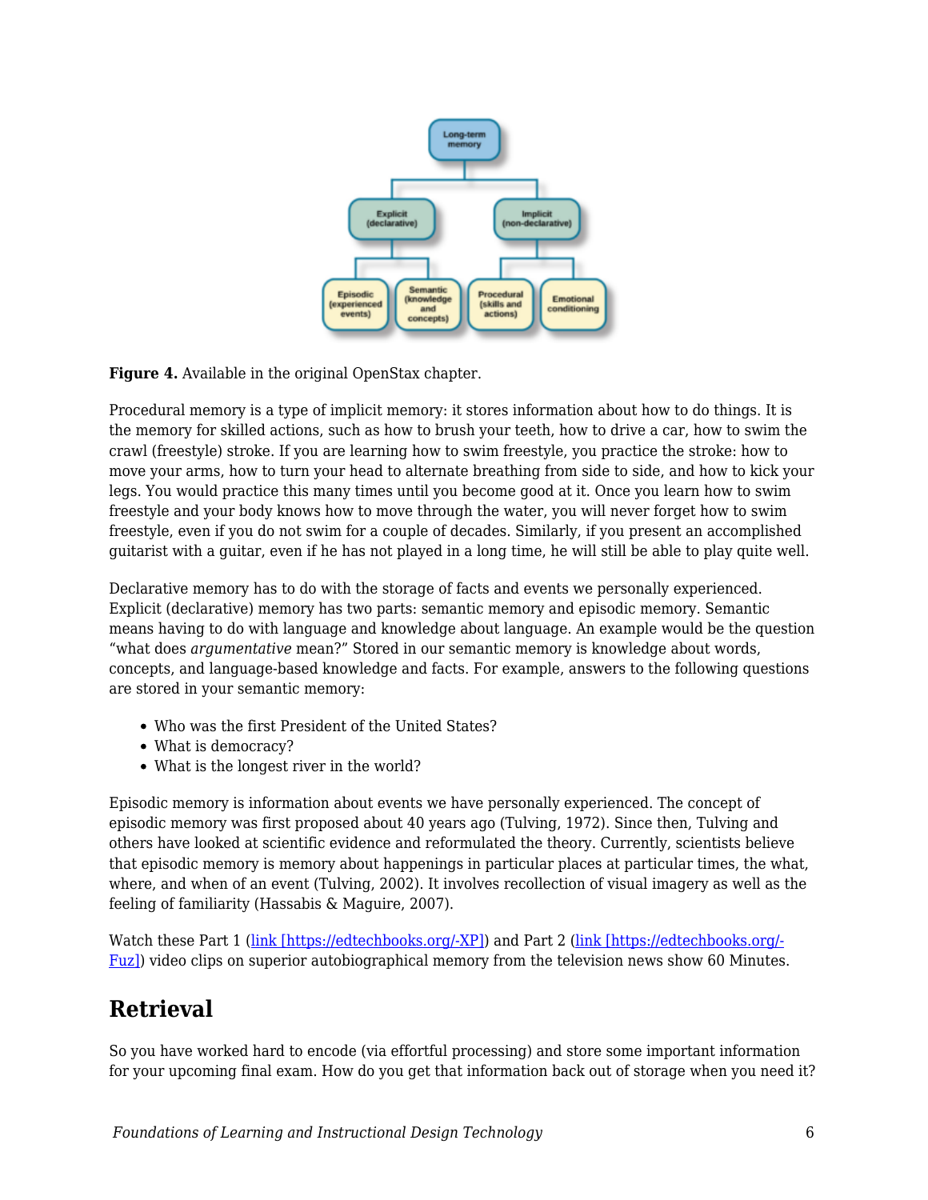**Figure 4.** Available in the original OpenStax chapter.

Procedural memory is a type of implicit memory: it stores information about how to do things. It is the memory for skilled actions, such as how to brush your teeth, how to drive a car, how to swim the crawl (freestyle) stroke. If you are learning how to swim freestyle, you practice the stroke: how to move your arms, how to turn your head to alternate breathing from side to side, and how to kick your legs. You would practice this many times until you become good at it. Once you learn how to swim freestyle and your body knows how to move through the water, you will never forget how to swim freestyle, even if you do not swim for a couple of decades. Similarly, if you present an accomplished guitarist with a guitar, even if he has not played in a long time, he will still be able to play quite well.

Declarative memory has to do with the storage of facts and events we personally experienced. Explicit (declarative) memory has two parts: semantic memory and episodic memory. Semantic means having to do with language and knowledge about language. An example would be the question "what does *argumentative* mean?" Stored in our semantic memory is knowledge about words, concepts, and language-based knowledge and facts. For example, answers to the following questions are stored in your semantic memory:

- Who was the first President of the United States?
- What is democracy?
- What is the longest river in the world?

Episodic memory is information about events we have personally experienced. The concept of episodic memory was first proposed about 40 years ago (Tulving, 1972). Since then, Tulving and others have looked at scientific evidence and reformulated the theory. Currently, scientists believe that episodic memory is memory about happenings in particular places at particular times, the what, where, and when of an event (Tulving, 2002). It involves recollection of visual imagery as well as the feeling of familiarity (Hassabis & Maguire, 2007).

Watch these Part 1 (link [https://edtechbooks.org/-XP]) and Part 2 (link [https://edtechbooks.org/-Fuz]) video clips on superior autobiographical memory from the television news show 60 Minutes.

## Retrieval

So you have worked hard to encode (via effortful processing) and store some important information for your upcoming final exam. How do you get that information back out of storage when you need it?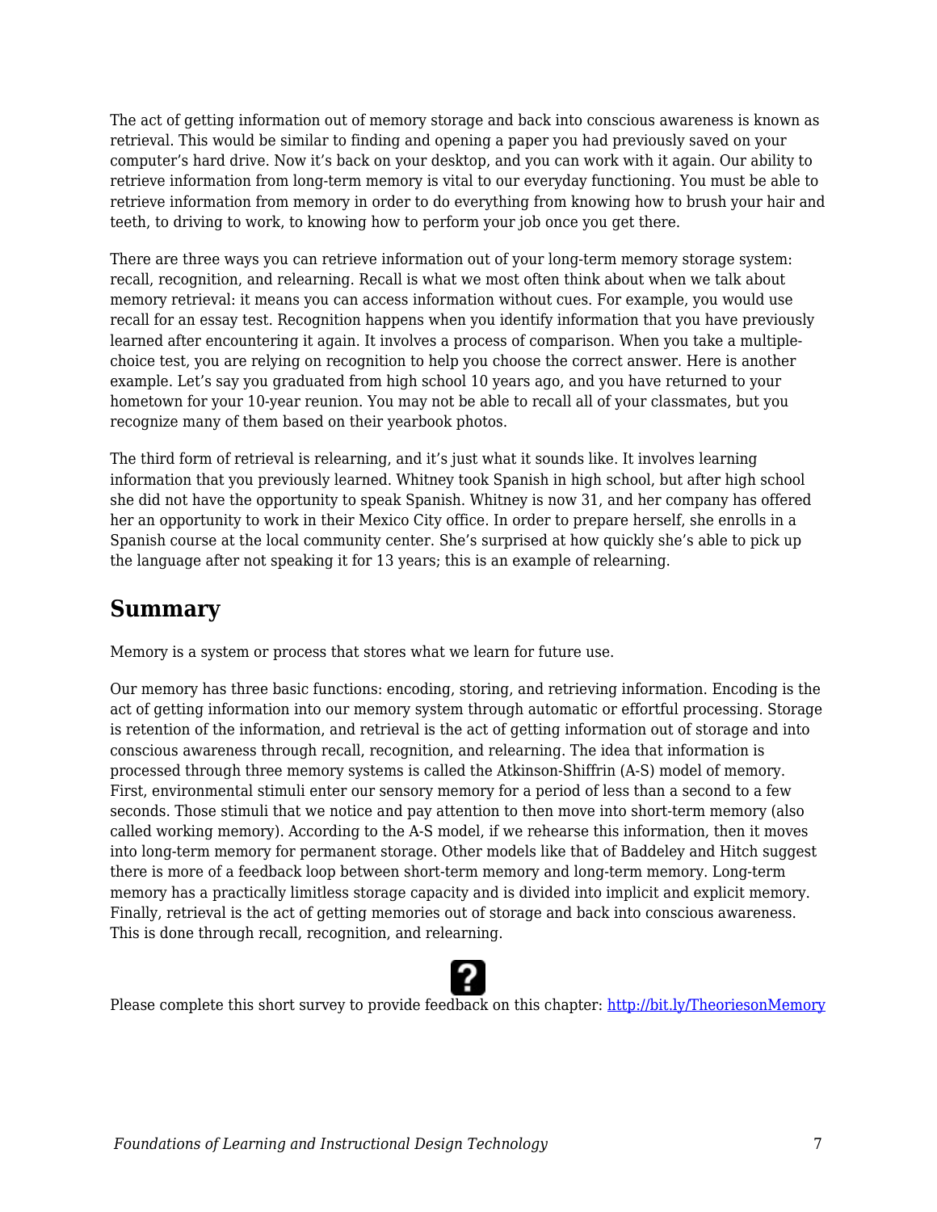The act of getting information out of memory storage and back into conscious awareness is known as retrieval. This would be similar to finding and opening a paper you had previously saved on your computer's hard drive. Now it's back on your desktop, and you can work with it again. Our ability to retrieve information from long-term memory is vital to our everyday functioning. You must be able to retrieve information from memory in order to do everything from knowing how to brush your hair and teeth, to driving to work, to knowing how to perform your job once you get there.

There are three ways you can retrieve information out of your long-term memory storage system: recall, recognition, and relearning. Recall is what we most often think about when we talk about memory retrieval: it means you can access information without cues. For example, you would use recall for an essay test. Recognition happens when you identify information that you have previously learned after encountering it again. It involves a process of comparison. When you take a multiple-choice test, you are relying on recognition to help you choose the correct answer. Here is another example. Let's say you graduated from high school 10 years ago, and you have returned to your hometown for your 10-year reunion. You may not be able to recall all of your classmates, but you recognize many of them based on their yearbook photos.

The third form of retrieval is relearning, and it's just what it sounds like. It involves learning information that you previously learned. Whitney took Spanish in high school, but after high school she did not have the opportunity to speak Spanish. Whitney is now 31, and her company has offered her an opportunity to work in their Mexico City office. In order to prepare herself, she enrolls in a Spanish course at the local community center. She's surprised at how quickly she's able to pick up the language after not speaking it for 13 years; this is an example of relearning.

## Summary

Memory is a system or process that stores what we learn for future use.

Our memory has three basic functions: encoding, storing, and retrieving information. Encoding is the act of getting information into our memory system through automatic or effortful processing. Storage is retention of the information, and retrieval is the act of getting information out of storage and into conscious awareness through recall, recognition, and relearning. The idea that information is processed through three memory systems is called the Atkinson-Shiffrin (A-S) model of memory. First, environmental stimuli enter our sensory memory for a period of less than a second to a few seconds. Those stimuli that we notice and pay attention to then move into short-term memory (also called working memory). According to the A-S model, if we rehearse this information, then it moves into long-term memory for permanent storage. Other models like that of Baddeley and Hitch suggest there is more of a feedback loop between short-term memory and long-term memory. Long-term memory has a practically limitless storage capacity and is divided into implicit and explicit memory. Finally, retrieval is the act of getting memories out of storage and back into conscious awareness. This is done through recall, recognition, and relearning.

Please complete this short survey to provide feedback on this chapter: [http://bit.ly/TheoriesonMemory](http://bit.ly/TheoriesonMemory)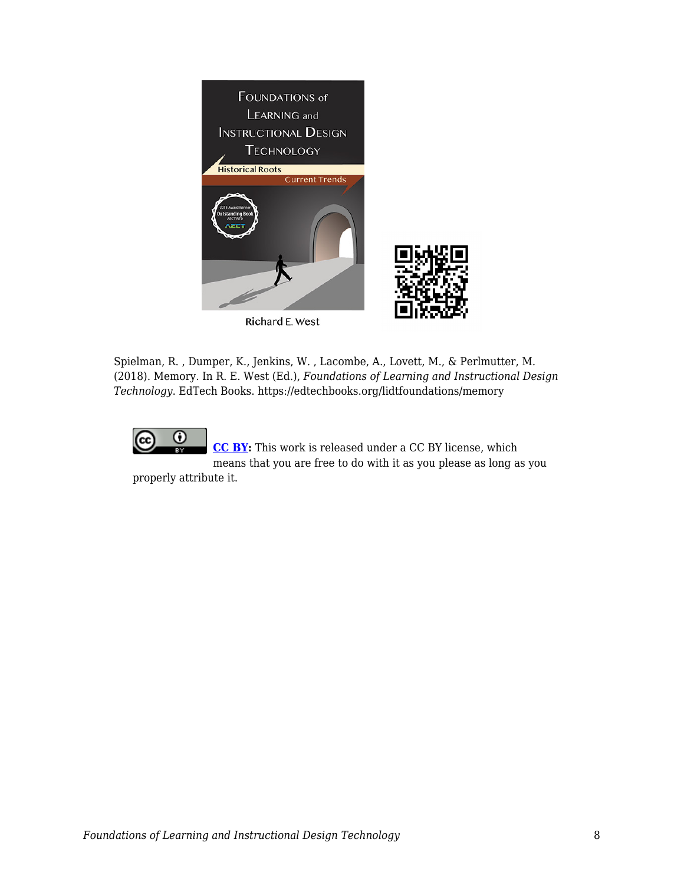Spielman, R. , Dumper, K., Jenkins, W. , Lacombe, A., Lovett, M., & Perlmutter, M. (2018). Memory. In R. E. West (Ed.), *Foundations of Learning and Instructional Design Technology*. EdTech Books. https://edtechbooks.org/lidtfoundations/memory

**CC BY:** This work is released under a CC BY license, which means that you are free to do with it as you please as long as you properly attribute it.